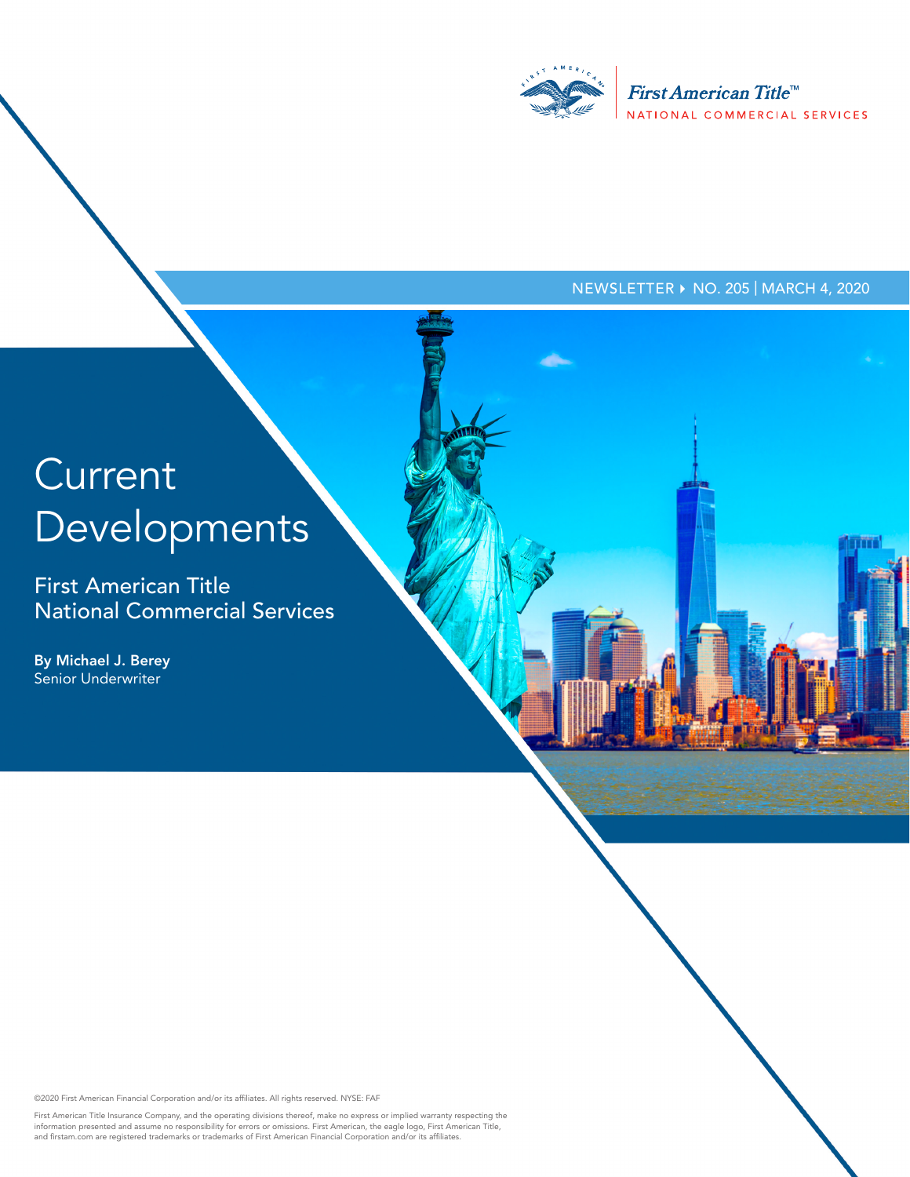First American Title™
NATIONAL COMMERCIAL SERVICES

NEWSLETTER ▸ NO. 205 | MARCH 4, 2020

# Current Developments

## First American Title National Commercial Services

**By Michael J. Berey**
Senior Underwriter

©2020 First American Financial Corporation and/or its affiliates. All rights reserved. NYSE: FAF

First American Title Insurance Company, and the operating divisions thereof, make no express or implied warranty respecting the information presented and assume no responsibility for errors or omissions. First American, the eagle logo, First American Title, and firstam.com are registered trademarks or trademarks of First American Financial Corporation and/or its affiliates.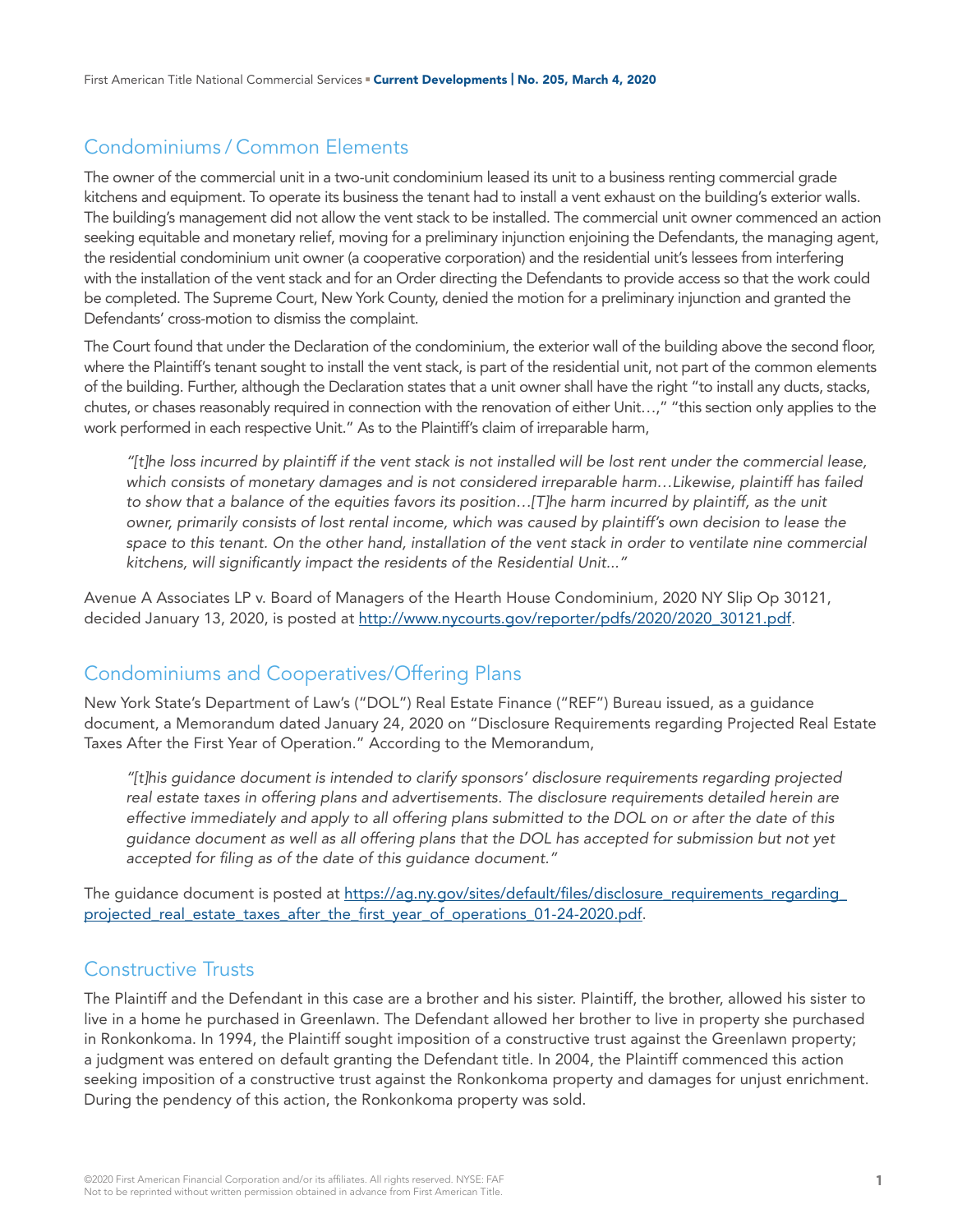## Condominiums / Common Elements

The owner of the commercial unit in a two-unit condominium leased its unit to a business renting commercial grade kitchens and equipment. To operate its business the tenant had to install a vent exhaust on the building's exterior walls. The building's management did not allow the vent stack to be installed. The commercial unit owner commenced an action seeking equitable and monetary relief, moving for a preliminary injunction enjoining the Defendants, the managing agent, the residential condominium unit owner (a cooperative corporation) and the residential unit's lessees from interfering with the installation of the vent stack and for an Order directing the Defendants to provide access so that the work could be completed. The Supreme Court, New York County, denied the motion for a preliminary injunction and granted the Defendants' cross-motion to dismiss the complaint.

The Court found that under the Declaration of the condominium, the exterior wall of the building above the second floor, where the Plaintiff's tenant sought to install the vent stack, is part of the residential unit, not part of the common elements of the building. Further, although the Declaration states that a unit owner shall have the right "to install any ducts, stacks, chutes, or chases reasonably required in connection with the renovation of either Unit…," "this section only applies to the work performed in each respective Unit." As to the Plaintiff's claim of irreparable harm,

> *"[t]he loss incurred by plaintiff if the vent stack is not installed will be lost rent under the commercial lease, which consists of monetary damages and is not considered irreparable harm…Likewise, plaintiff has failed to show that a balance of the equities favors its position…[T]he harm incurred by plaintiff, as the unit owner, primarily consists of lost rental income, which was caused by plaintiff's own decision to lease the space to this tenant. On the other hand, installation of the vent stack in order to ventilate nine commercial kitchens, will significantly impact the residents of the Residential Unit..."*

Avenue A Associates LP v. Board of Managers of the Hearth House Condominium, 2020 NY Slip Op 30121, decided January 13, 2020, is posted at http://www.nycourts.gov/reporter/pdfs/2020/2020_30121.pdf.

## Condominiums and Cooperatives/Offering Plans

New York State's Department of Law's ("DOL") Real Estate Finance ("REF") Bureau issued, as a guidance document, a Memorandum dated January 24, 2020 on "Disclosure Requirements regarding Projected Real Estate Taxes After the First Year of Operation." According to the Memorandum,

> *"[t]his guidance document is intended to clarify sponsors' disclosure requirements regarding projected real estate taxes in offering plans and advertisements. The disclosure requirements detailed herein are effective immediately and apply to all offering plans submitted to the DOL on or after the date of this guidance document as well as all offering plans that the DOL has accepted for submission but not yet accepted for filing as of the date of this guidance document."*

The guidance document is posted at https://ag.ny.gov/sites/default/files/disclosure_requirements_regarding_projected_real_estate_taxes_after_the_first_year_of_operations_01-24-2020.pdf.

## Constructive Trusts

The Plaintiff and the Defendant in this case are a brother and his sister. Plaintiff, the brother, allowed his sister to live in a home he purchased in Greenlawn. The Defendant allowed her brother to live in property she purchased in Ronkonkoma. In 1994, the Plaintiff sought imposition of a constructive trust against the Greenlawn property; a judgment was entered on default granting the Defendant title. In 2004, the Plaintiff commenced this action seeking imposition of a constructive trust against the Ronkonkoma property and damages for unjust enrichment. During the pendency of this action, the Ronkonkoma property was sold.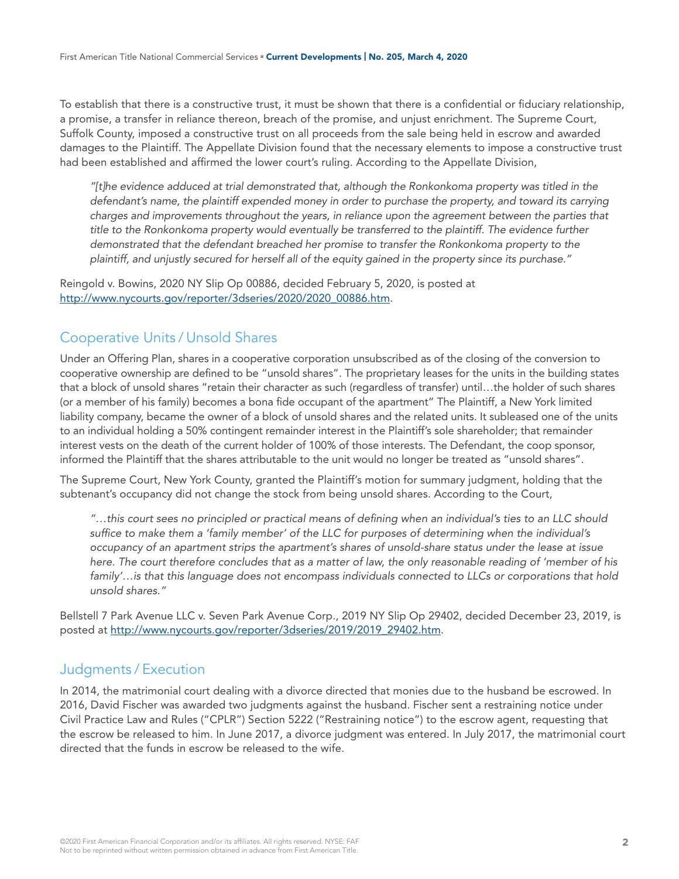To establish that there is a constructive trust, it must be shown that there is a confidential or fiduciary relationship, a promise, a transfer in reliance thereon, breach of the promise, and unjust enrichment. The Supreme Court, Suffolk County, imposed a constructive trust on all proceeds from the sale being held in escrow and awarded damages to the Plaintiff. The Appellate Division found that the necessary elements to impose a constructive trust had been established and affirmed the lower court's ruling. According to the Appellate Division,

> *"[t]he evidence adduced at trial demonstrated that, although the Ronkonkoma property was titled in the defendant's name, the plaintiff expended money in order to purchase the property, and toward its carrying charges and improvements throughout the years, in reliance upon the agreement between the parties that title to the Ronkonkoma property would eventually be transferred to the plaintiff. The evidence further demonstrated that the defendant breached her promise to transfer the Ronkonkoma property to the plaintiff, and unjustly secured for herself all of the equity gained in the property since its purchase."*

Reingold v. Bowins, 2020 NY Slip Op 00886, decided February 5, 2020, is posted at http://www.nycourts.gov/reporter/3dseries/2020/2020_00886.htm.

## Cooperative Units / Unsold Shares

Under an Offering Plan, shares in a cooperative corporation unsubscribed as of the closing of the conversion to cooperative ownership are defined to be "unsold shares". The proprietary leases for the units in the building states that a block of unsold shares "retain their character as such (regardless of transfer) until…the holder of such shares (or a member of his family) becomes a bona fide occupant of the apartment" The Plaintiff, a New York limited liability company, became the owner of a block of unsold shares and the related units. It subleased one of the units to an individual holding a 50% contingent remainder interest in the Plaintiff's sole shareholder; that remainder interest vests on the death of the current holder of 100% of those interests. The Defendant, the coop sponsor, informed the Plaintiff that the shares attributable to the unit would no longer be treated as "unsold shares".

The Supreme Court, New York County, granted the Plaintiff's motion for summary judgment, holding that the subtenant's occupancy did not change the stock from being unsold shares. According to the Court,

> *"…this court sees no principled or practical means of defining when an individual's ties to an LLC should suffice to make them a 'family member' of the LLC for purposes of determining when the individual's occupancy of an apartment strips the apartment's shares of unsold-share status under the lease at issue here. The court therefore concludes that as a matter of law, the only reasonable reading of 'member of his family'…is that this language does not encompass individuals connected to LLCs or corporations that hold unsold shares."*

Bellstell 7 Park Avenue LLC v. Seven Park Avenue Corp., 2019 NY Slip Op 29402, decided December 23, 2019, is posted at http://www.nycourts.gov/reporter/3dseries/2019/2019_29402.htm.

## Judgments / Execution

In 2014, the matrimonial court dealing with a divorce directed that monies due to the husband be escrowed. In 2016, David Fischer was awarded two judgments against the husband. Fischer sent a restraining notice under Civil Practice Law and Rules ("CPLR") Section 5222 ("Restraining notice") to the escrow agent, requesting that the escrow be released to him. In June 2017, a divorce judgment was entered. In July 2017, the matrimonial court directed that the funds in escrow be released to the wife.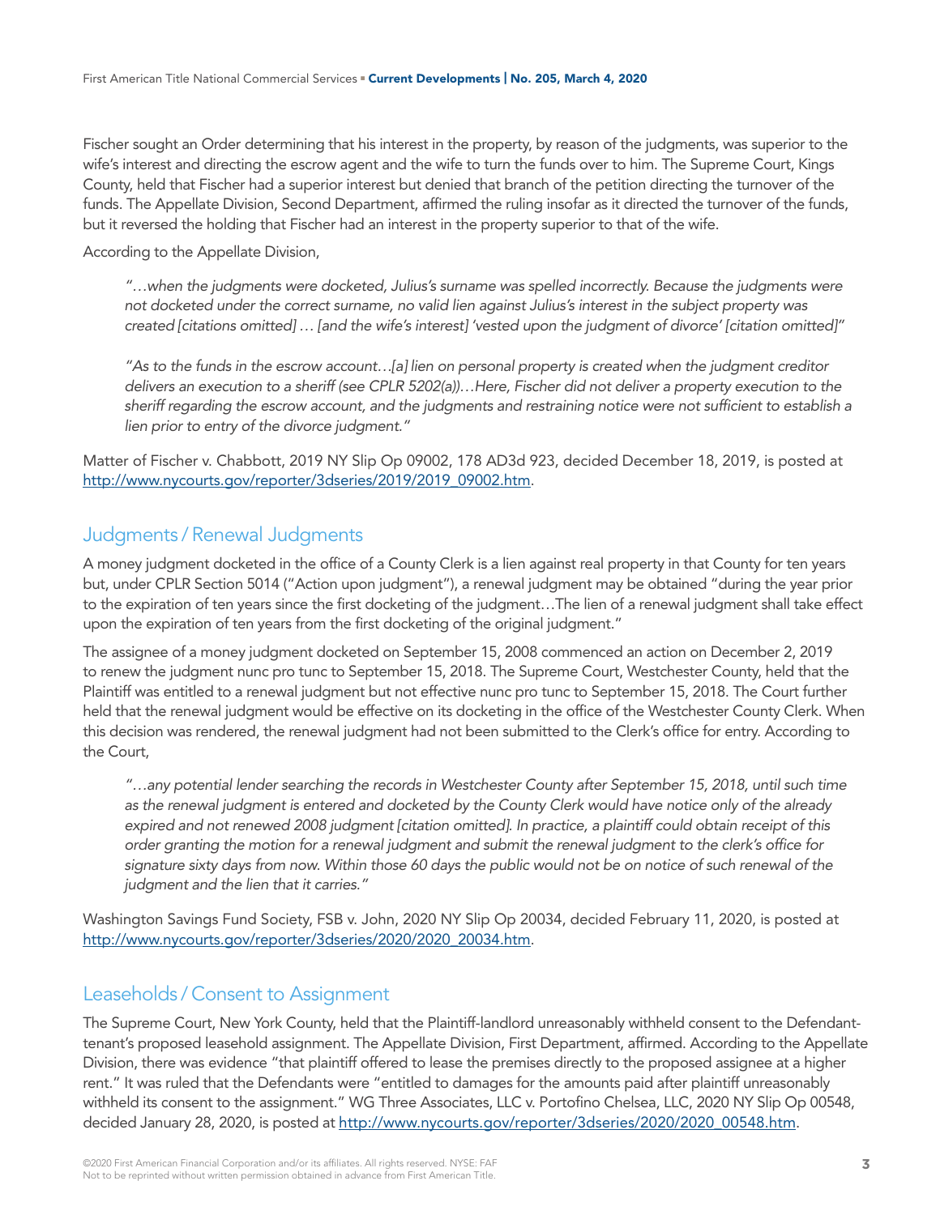Fischer sought an Order determining that his interest in the property, by reason of the judgments, was superior to the wife's interest and directing the escrow agent and the wife to turn the funds over to him. The Supreme Court, Kings County, held that Fischer had a superior interest but denied that branch of the petition directing the turnover of the funds. The Appellate Division, Second Department, affirmed the ruling insofar as it directed the turnover of the funds, but it reversed the holding that Fischer had an interest in the property superior to that of the wife.

According to the Appellate Division,

> *"…when the judgments were docketed, Julius's surname was spelled incorrectly. Because the judgments were not docketed under the correct surname, no valid lien against Julius's interest in the subject property was created [citations omitted] … [and the wife's interest] 'vested upon the judgment of divorce' [citation omitted]"*
>
> *"As to the funds in the escrow account…[a] lien on personal property is created when the judgment creditor delivers an execution to a sheriff (see CPLR 5202(a))…Here, Fischer did not deliver a property execution to the sheriff regarding the escrow account, and the judgments and restraining notice were not sufficient to establish a lien prior to entry of the divorce judgment."*

Matter of Fischer v. Chabbott, 2019 NY Slip Op 09002, 178 AD3d 923, decided December 18, 2019, is posted at http://www.nycourts.gov/reporter/3dseries/2019/2019_09002.htm.

## Judgments / Renewal Judgments

A money judgment docketed in the office of a County Clerk is a lien against real property in that County for ten years but, under CPLR Section 5014 ("Action upon judgment"), a renewal judgment may be obtained "during the year prior to the expiration of ten years since the first docketing of the judgment…The lien of a renewal judgment shall take effect upon the expiration of ten years from the first docketing of the original judgment."

The assignee of a money judgment docketed on September 15, 2008 commenced an action on December 2, 2019 to renew the judgment nunc pro tunc to September 15, 2018. The Supreme Court, Westchester County, held that the Plaintiff was entitled to a renewal judgment but not effective nunc pro tunc to September 15, 2018. The Court further held that the renewal judgment would be effective on its docketing in the office of the Westchester County Clerk. When this decision was rendered, the renewal judgment had not been submitted to the Clerk's office for entry. According to the Court,

> *"…any potential lender searching the records in Westchester County after September 15, 2018, until such time as the renewal judgment is entered and docketed by the County Clerk would have notice only of the already expired and not renewed 2008 judgment [citation omitted]. In practice, a plaintiff could obtain receipt of this order granting the motion for a renewal judgment and submit the renewal judgment to the clerk's office for signature sixty days from now. Within those 60 days the public would not be on notice of such renewal of the judgment and the lien that it carries."*

Washington Savings Fund Society, FSB v. John, 2020 NY Slip Op 20034, decided February 11, 2020, is posted at http://www.nycourts.gov/reporter/3dseries/2020/2020_20034.htm.

## Leaseholds / Consent to Assignment

The Supreme Court, New York County, held that the Plaintiff-landlord unreasonably withheld consent to the Defendant-tenant's proposed leasehold assignment. The Appellate Division, First Department, affirmed. According to the Appellate Division, there was evidence "that plaintiff offered to lease the premises directly to the proposed assignee at a higher rent." It was ruled that the Defendants were "entitled to damages for the amounts paid after plaintiff unreasonably withheld its consent to the assignment." WG Three Associates, LLC v. Portofino Chelsea, LLC, 2020 NY Slip Op 00548, decided January 28, 2020, is posted at http://www.nycourts.gov/reporter/3dseries/2020/2020_00548.htm.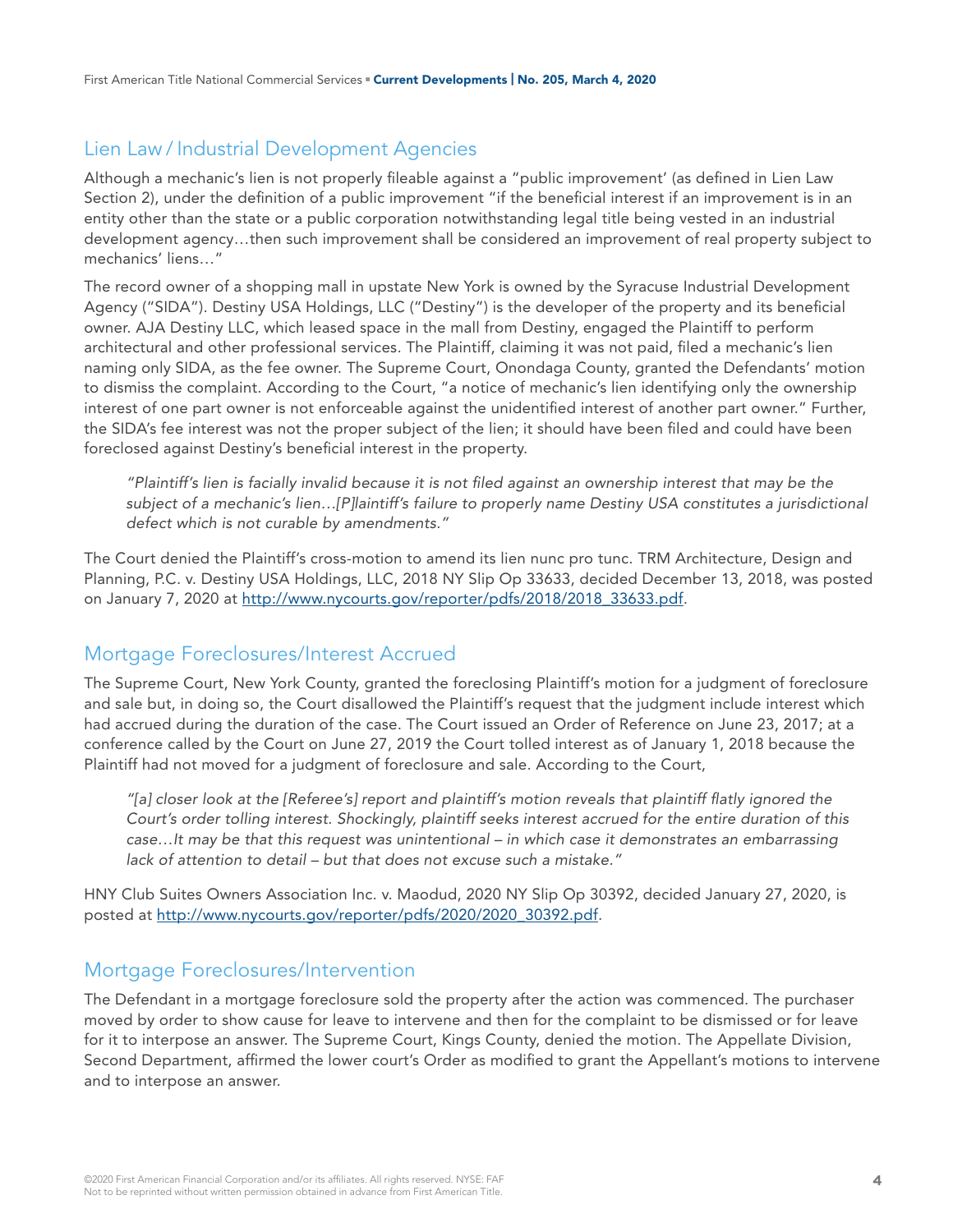## Lien Law / Industrial Development Agencies

Although a mechanic's lien is not properly fileable against a "public improvement' (as defined in Lien Law Section 2), under the definition of a public improvement "if the beneficial interest if an improvement is in an entity other than the state or a public corporation notwithstanding legal title being vested in an industrial development agency…then such improvement shall be considered an improvement of real property subject to mechanics' liens…"

The record owner of a shopping mall in upstate New York is owned by the Syracuse Industrial Development Agency ("SIDA"). Destiny USA Holdings, LLC ("Destiny") is the developer of the property and its beneficial owner. AJA Destiny LLC, which leased space in the mall from Destiny, engaged the Plaintiff to perform architectural and other professional services. The Plaintiff, claiming it was not paid, filed a mechanic's lien naming only SIDA, as the fee owner. The Supreme Court, Onondaga County, granted the Defendants' motion to dismiss the complaint. According to the Court, "a notice of mechanic's lien identifying only the ownership interest of one part owner is not enforceable against the unidentified interest of another part owner." Further, the SIDA's fee interest was not the proper subject of the lien; it should have been filed and could have been foreclosed against Destiny's beneficial interest in the property.

> *"Plaintiff's lien is facially invalid because it is not filed against an ownership interest that may be the subject of a mechanic's lien…[P]laintiff's failure to properly name Destiny USA constitutes a jurisdictional defect which is not curable by amendments."*

The Court denied the Plaintiff's cross-motion to amend its lien nunc pro tunc. TRM Architecture, Design and Planning, P.C. v. Destiny USA Holdings, LLC, 2018 NY Slip Op 33633, decided December 13, 2018, was posted on January 7, 2020 at http://www.nycourts.gov/reporter/pdfs/2018/2018_33633.pdf.

## Mortgage Foreclosures/Interest Accrued

The Supreme Court, New York County, granted the foreclosing Plaintiff's motion for a judgment of foreclosure and sale but, in doing so, the Court disallowed the Plaintiff's request that the judgment include interest which had accrued during the duration of the case. The Court issued an Order of Reference on June 23, 2017; at a conference called by the Court on June 27, 2019 the Court tolled interest as of January 1, 2018 because the Plaintiff had not moved for a judgment of foreclosure and sale. According to the Court,

> *"[a] closer look at the [Referee's] report and plaintiff's motion reveals that plaintiff flatly ignored the Court's order tolling interest. Shockingly, plaintiff seeks interest accrued for the entire duration of this case…It may be that this request was unintentional – in which case it demonstrates an embarrassing lack of attention to detail – but that does not excuse such a mistake."*

HNY Club Suites Owners Association Inc. v. Maodud, 2020 NY Slip Op 30392, decided January 27, 2020, is posted at http://www.nycourts.gov/reporter/pdfs/2020/2020_30392.pdf.

## Mortgage Foreclosures/Intervention

The Defendant in a mortgage foreclosure sold the property after the action was commenced. The purchaser moved by order to show cause for leave to intervene and then for the complaint to be dismissed or for leave for it to interpose an answer. The Supreme Court, Kings County, denied the motion. The Appellate Division, Second Department, affirmed the lower court's Order as modified to grant the Appellant's motions to intervene and to interpose an answer.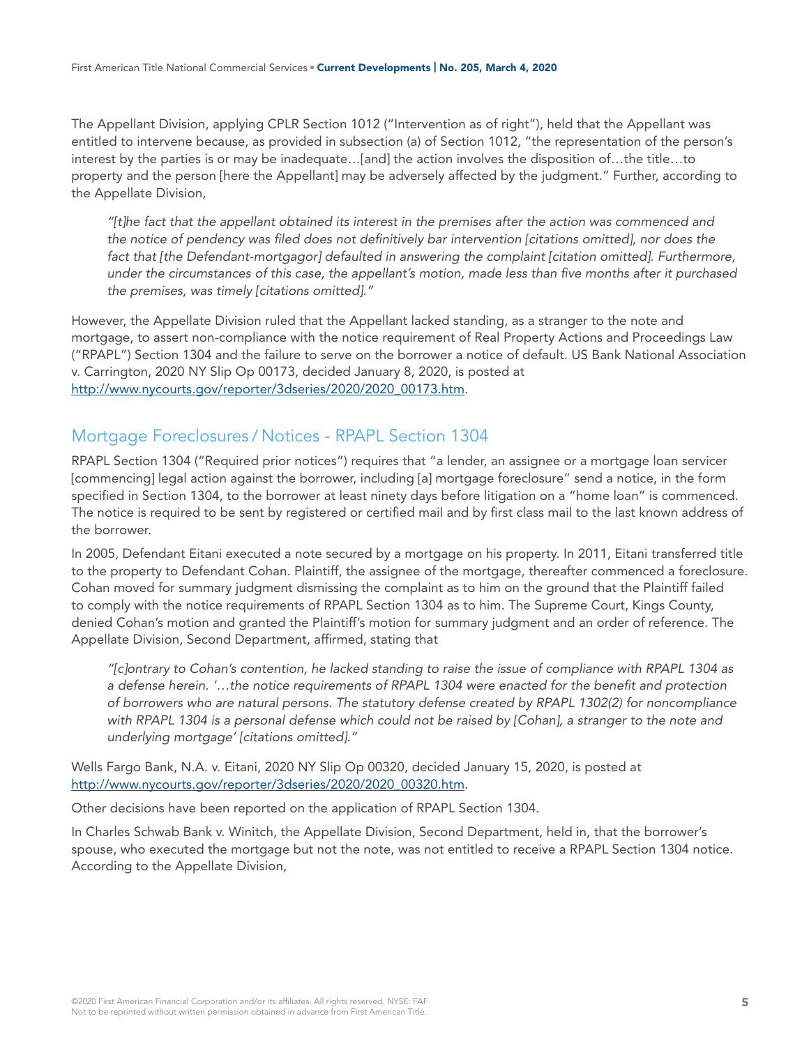The Appellant Division, applying CPLR Section 1012 ("Intervention as of right"), held that the Appellant was entitled to intervene because, as provided in subsection (a) of Section 1012, "the representation of the person's interest by the parties is or may be inadequate…[and] the action involves the disposition of…the title…to property and the person [here the Appellant] may be adversely affected by the judgment." Further, according to the Appellate Division,

> *"[t]he fact that the appellant obtained its interest in the premises after the action was commenced and the notice of pendency was filed does not definitively bar intervention [citations omitted], nor does the fact that [the Defendant-mortgagor] defaulted in answering the complaint [citation omitted]. Furthermore, under the circumstances of this case, the appellant's motion, made less than five months after it purchased the premises, was timely [citations omitted]."*

However, the Appellate Division ruled that the Appellant lacked standing, as a stranger to the note and mortgage, to assert non-compliance with the notice requirement of Real Property Actions and Proceedings Law ("RPAPL") Section 1304 and the failure to serve on the borrower a notice of default. US Bank National Association v. Carrington, 2020 NY Slip Op 00173, decided January 8, 2020, is posted at http://www.nycourts.gov/reporter/3dseries/2020/2020_00173.htm.

## Mortgage Foreclosures / Notices - RPAPL Section 1304

RPAPL Section 1304 ("Required prior notices") requires that "a lender, an assignee or a mortgage loan servicer [commencing] legal action against the borrower, including [a] mortgage foreclosure" send a notice, in the form specified in Section 1304, to the borrower at least ninety days before litigation on a "home loan" is commenced. The notice is required to be sent by registered or certified mail and by first class mail to the last known address of the borrower.

In 2005, Defendant Eitani executed a note secured by a mortgage on his property. In 2011, Eitani transferred title to the property to Defendant Cohan. Plaintiff, the assignee of the mortgage, thereafter commenced a foreclosure. Cohan moved for summary judgment dismissing the complaint as to him on the ground that the Plaintiff failed to comply with the notice requirements of RPAPL Section 1304 as to him. The Supreme Court, Kings County, denied Cohan's motion and granted the Plaintiff's motion for summary judgment and an order of reference. The Appellate Division, Second Department, affirmed, stating that

> *"[c]ontrary to Cohan's contention, he lacked standing to raise the issue of compliance with RPAPL 1304 as a defense herein. '…the notice requirements of RPAPL 1304 were enacted for the benefit and protection of borrowers who are natural persons. The statutory defense created by RPAPL 1302(2) for noncompliance with RPAPL 1304 is a personal defense which could not be raised by [Cohan], a stranger to the note and underlying mortgage' [citations omitted]."*

Wells Fargo Bank, N.A. v. Eitani, 2020 NY Slip Op 00320, decided January 15, 2020, is posted at http://www.nycourts.gov/reporter/3dseries/2020/2020_00320.htm.

Other decisions have been reported on the application of RPAPL Section 1304.

In Charles Schwab Bank v. Winitch, the Appellate Division, Second Department, held in, that the borrower's spouse, who executed the mortgage but not the note, was not entitled to receive a RPAPL Section 1304 notice. According to the Appellate Division,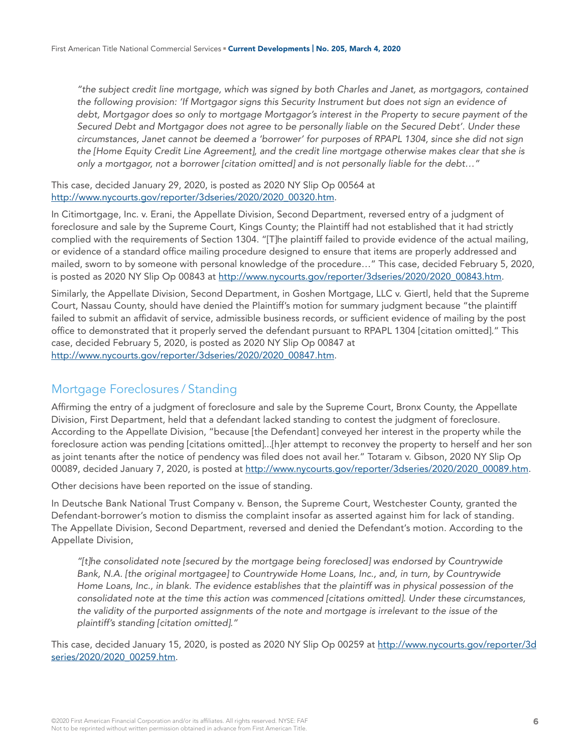*"the subject credit line mortgage, which was signed by both Charles and Janet, as mortgagors, contained the following provision: 'If Mortgagor signs this Security Instrument but does not sign an evidence of debt, Mortgagor does so only to mortgage Mortgagor's interest in the Property to secure payment of the Secured Debt and Mortgagor does not agree to be personally liable on the Secured Debt'. Under these circumstances, Janet cannot be deemed a 'borrower' for purposes of RPAPL 1304, since she did not sign the [Home Equity Credit Line Agreement], and the credit line mortgage otherwise makes clear that she is only a mortgagor, not a borrower [citation omitted] and is not personally liable for the debt…"*

This case, decided January 29, 2020, is posted as 2020 NY Slip Op 00564 at http://www.nycourts.gov/reporter/3dseries/2020/2020_00320.htm.

In Citimortgage, Inc. v. Erani, the Appellate Division, Second Department, reversed entry of a judgment of foreclosure and sale by the Supreme Court, Kings County; the Plaintiff had not established that it had strictly complied with the requirements of Section 1304. "[T]he plaintiff failed to provide evidence of the actual mailing, or evidence of a standard office mailing procedure designed to ensure that items are properly addressed and mailed, sworn to by someone with personal knowledge of the procedure…" This case, decided February 5, 2020, is posted as 2020 NY Slip Op 00843 at http://www.nycourts.gov/reporter/3dseries/2020/2020_00843.htm.

Similarly, the Appellate Division, Second Department, in Goshen Mortgage, LLC v. Giertl, held that the Supreme Court, Nassau County, should have denied the Plaintiff's motion for summary judgment because "the plaintiff failed to submit an affidavit of service, admissible business records, or sufficient evidence of mailing by the post office to demonstrated that it properly served the defendant pursuant to RPAPL 1304 [citation omitted]." This case, decided February 5, 2020, is posted as 2020 NY Slip Op 00847 at http://www.nycourts.gov/reporter/3dseries/2020/2020_00847.htm.

## Mortgage Foreclosures / Standing

Affirming the entry of a judgment of foreclosure and sale by the Supreme Court, Bronx County, the Appellate Division, First Department, held that a defendant lacked standing to contest the judgment of foreclosure. According to the Appellate Division, "because [the Defendant] conveyed her interest in the property while the foreclosure action was pending [citations omitted]...[h]er attempt to reconvey the property to herself and her son as joint tenants after the notice of pendency was filed does not avail her." Totaram v. Gibson, 2020 NY Slip Op 00089, decided January 7, 2020, is posted at http://www.nycourts.gov/reporter/3dseries/2020/2020_00089.htm.

Other decisions have been reported on the issue of standing.

In Deutsche Bank National Trust Company v. Benson, the Supreme Court, Westchester County, granted the Defendant-borrower's motion to dismiss the complaint insofar as asserted against him for lack of standing. The Appellate Division, Second Department, reversed and denied the Defendant's motion. According to the Appellate Division,

*"[t]he consolidated note [secured by the mortgage being foreclosed] was endorsed by Countrywide Bank, N.A. [the original mortgagee] to Countrywide Home Loans, Inc., and, in turn, by Countrywide Home Loans, Inc., in blank. The evidence establishes that the plaintiff was in physical possession of the consolidated note at the time this action was commenced [citations omitted]. Under these circumstances, the validity of the purported assignments of the note and mortgage is irrelevant to the issue of the plaintiff's standing [citation omitted]."*

This case, decided January 15, 2020, is posted as 2020 NY Slip Op 00259 at http://www.nycourts.gov/reporter/3dseries/2020/2020_00259.htm.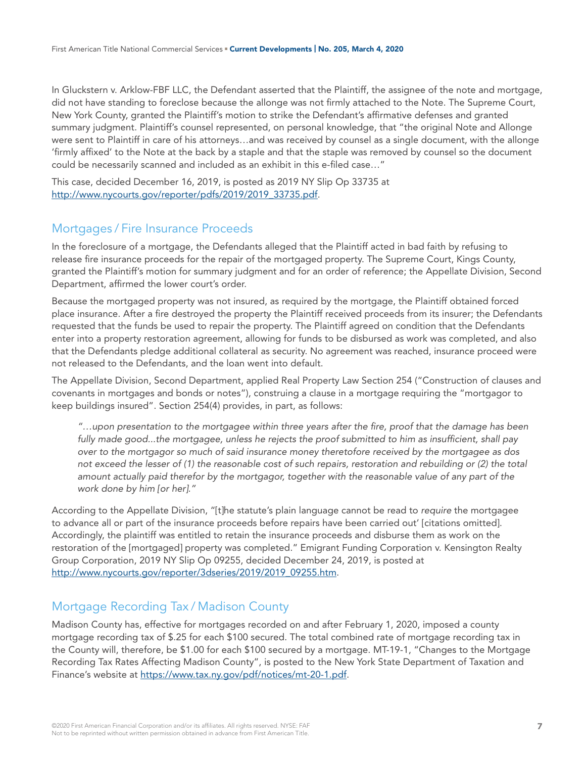In Gluckstern v. Arklow-FBF LLC, the Defendant asserted that the Plaintiff, the assignee of the note and mortgage, did not have standing to foreclose because the allonge was not firmly attached to the Note. The Supreme Court, New York County, granted the Plaintiff's motion to strike the Defendant's affirmative defenses and granted summary judgment. Plaintiff's counsel represented, on personal knowledge, that "the original Note and Allonge were sent to Plaintiff in care of his attorneys…and was received by counsel as a single document, with the allonge 'firmly affixed' to the Note at the back by a staple and that the staple was removed by counsel so the document could be necessarily scanned and included as an exhibit in this e-filed case…"

This case, decided December 16, 2019, is posted as 2019 NY Slip Op 33735 at http://www.nycourts.gov/reporter/pdfs/2019/2019_33735.pdf.

## Mortgages / Fire Insurance Proceeds

In the foreclosure of a mortgage, the Defendants alleged that the Plaintiff acted in bad faith by refusing to release fire insurance proceeds for the repair of the mortgaged property. The Supreme Court, Kings County, granted the Plaintiff's motion for summary judgment and for an order of reference; the Appellate Division, Second Department, affirmed the lower court's order.

Because the mortgaged property was not insured, as required by the mortgage, the Plaintiff obtained forced place insurance. After a fire destroyed the property the Plaintiff received proceeds from its insurer; the Defendants requested that the funds be used to repair the property. The Plaintiff agreed on condition that the Defendants enter into a property restoration agreement, allowing for funds to be disbursed as work was completed, and also that the Defendants pledge additional collateral as security. No agreement was reached, insurance proceed were not released to the Defendants, and the loan went into default.

The Appellate Division, Second Department, applied Real Property Law Section 254 ("Construction of clauses and covenants in mortgages and bonds or notes"), construing a clause in a mortgage requiring the "mortgagor to keep buildings insured". Section 254(4) provides, in part, as follows:

> *"…upon presentation to the mortgagee within three years after the fire, proof that the damage has been fully made good...the mortgagee, unless he rejects the proof submitted to him as insufficient, shall pay over to the mortgagor so much of said insurance money theretofore received by the mortgagee as dos not exceed the lesser of (1) the reasonable cost of such repairs, restoration and rebuilding or (2) the total amount actually paid therefor by the mortgagor, together with the reasonable value of any part of the work done by him [or her]."*

According to the Appellate Division, "[t]he statute's plain language cannot be read to *require* the mortgagee to advance all or part of the insurance proceeds before repairs have been carried out' [citations omitted]. Accordingly, the plaintiff was entitled to retain the insurance proceeds and disburse them as work on the restoration of the [mortgaged] property was completed." Emigrant Funding Corporation v. Kensington Realty Group Corporation, 2019 NY Slip Op 09255, decided December 24, 2019, is posted at http://www.nycourts.gov/reporter/3dseries/2019/2019_09255.htm.

## Mortgage Recording Tax / Madison County

Madison County has, effective for mortgages recorded on and after February 1, 2020, imposed a county mortgage recording tax of $.25 for each $100 secured. The total combined rate of mortgage recording tax in the County will, therefore, be $1.00 for each $100 secured by a mortgage. MT-19-1, "Changes to the Mortgage Recording Tax Rates Affecting Madison County", is posted to the New York State Department of Taxation and Finance's website at https://www.tax.ny.gov/pdf/notices/mt-20-1.pdf.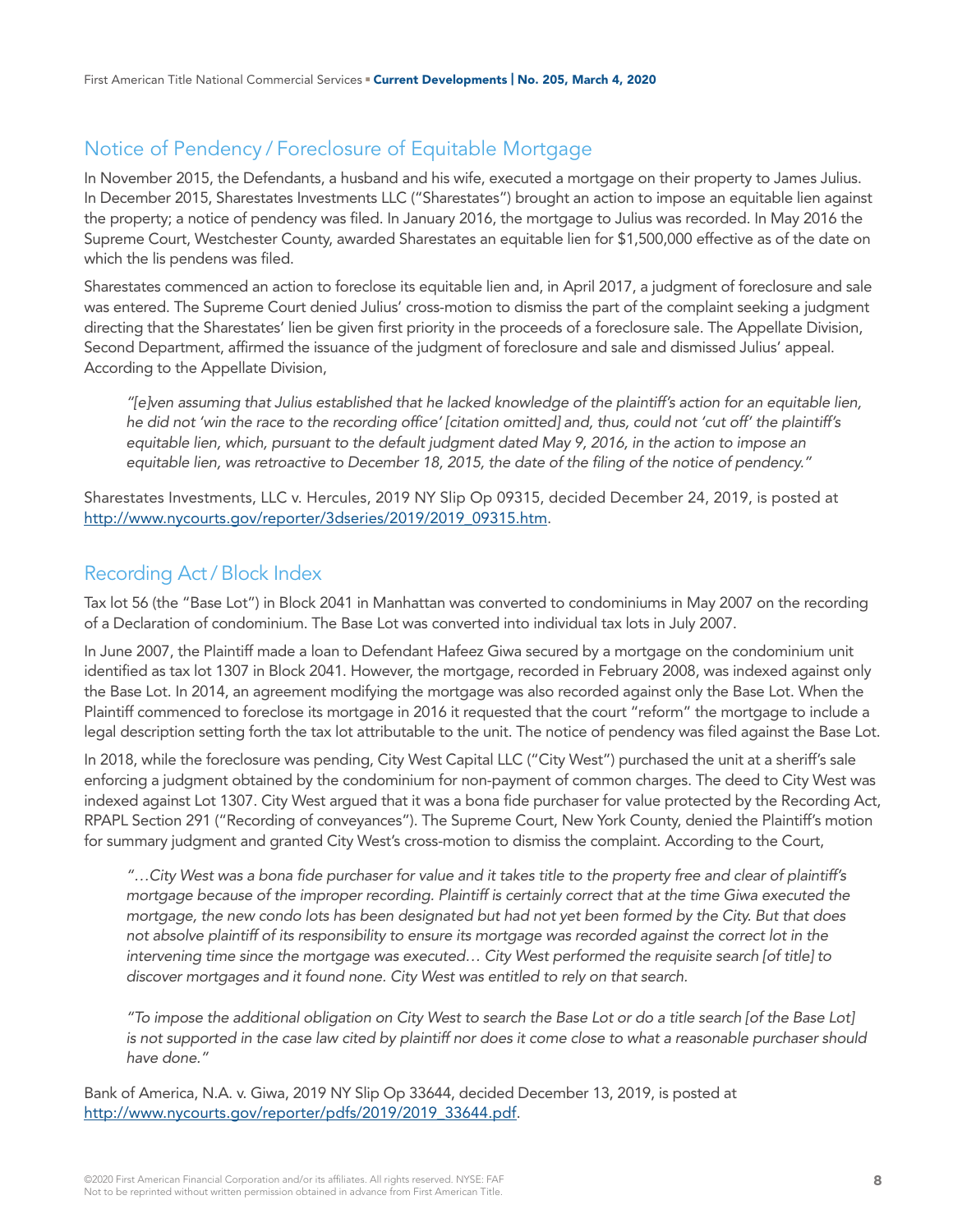## Notice of Pendency / Foreclosure of Equitable Mortgage

In November 2015, the Defendants, a husband and his wife, executed a mortgage on their property to James Julius. In December 2015, Sharestates Investments LLC ("Sharestates") brought an action to impose an equitable lien against the property; a notice of pendency was filed. In January 2016, the mortgage to Julius was recorded. In May 2016 the Supreme Court, Westchester County, awarded Sharestates an equitable lien for $1,500,000 effective as of the date on which the lis pendens was filed.

Sharestates commenced an action to foreclose its equitable lien and, in April 2017, a judgment of foreclosure and sale was entered. The Supreme Court denied Julius' cross-motion to dismiss the part of the complaint seeking a judgment directing that the Sharestates' lien be given first priority in the proceeds of a foreclosure sale. The Appellate Division, Second Department, affirmed the issuance of the judgment of foreclosure and sale and dismissed Julius' appeal. According to the Appellate Division,

> *"[e]ven assuming that Julius established that he lacked knowledge of the plaintiff's action for an equitable lien, he did not 'win the race to the recording office' [citation omitted] and, thus, could not 'cut off' the plaintiff's equitable lien, which, pursuant to the default judgment dated May 9, 2016, in the action to impose an equitable lien, was retroactive to December 18, 2015, the date of the filing of the notice of pendency."*

Sharestates Investments, LLC v. Hercules, 2019 NY Slip Op 09315, decided December 24, 2019, is posted at http://www.nycourts.gov/reporter/3dseries/2019/2019_09315.htm.

## Recording Act / Block Index

Tax lot 56 (the "Base Lot") in Block 2041 in Manhattan was converted to condominiums in May 2007 on the recording of a Declaration of condominium. The Base Lot was converted into individual tax lots in July 2007.

In June 2007, the Plaintiff made a loan to Defendant Hafeez Giwa secured by a mortgage on the condominium unit identified as tax lot 1307 in Block 2041. However, the mortgage, recorded in February 2008, was indexed against only the Base Lot. In 2014, an agreement modifying the mortgage was also recorded against only the Base Lot. When the Plaintiff commenced to foreclose its mortgage in 2016 it requested that the court "reform" the mortgage to include a legal description setting forth the tax lot attributable to the unit. The notice of pendency was filed against the Base Lot.

In 2018, while the foreclosure was pending, City West Capital LLC ("City West") purchased the unit at a sheriff's sale enforcing a judgment obtained by the condominium for non-payment of common charges. The deed to City West was indexed against Lot 1307. City West argued that it was a bona fide purchaser for value protected by the Recording Act, RPAPL Section 291 ("Recording of conveyances"). The Supreme Court, New York County, denied the Plaintiff's motion for summary judgment and granted City West's cross-motion to dismiss the complaint. According to the Court,

> *"…City West was a bona fide purchaser for value and it takes title to the property free and clear of plaintiff's mortgage because of the improper recording. Plaintiff is certainly correct that at the time Giwa executed the mortgage, the new condo lots has been designated but had not yet been formed by the City. But that does not absolve plaintiff of its responsibility to ensure its mortgage was recorded against the correct lot in the intervening time since the mortgage was executed… City West performed the requisite search [of title] to discover mortgages and it found none. City West was entitled to rely on that search.*
>
> *"To impose the additional obligation on City West to search the Base Lot or do a title search [of the Base Lot] is not supported in the case law cited by plaintiff nor does it come close to what a reasonable purchaser should have done."*

Bank of America, N.A. v. Giwa, 2019 NY Slip Op 33644, decided December 13, 2019, is posted at http://www.nycourts.gov/reporter/pdfs/2019/2019_33644.pdf.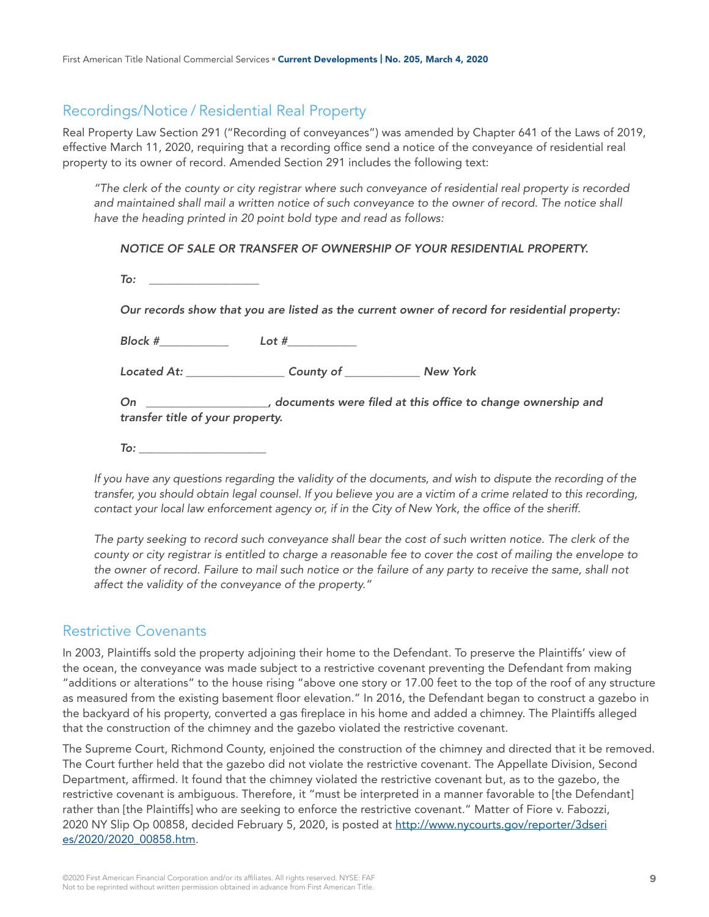## Recordings/Notice / Residential Real Property

Real Property Law Section 291 ("Recording of conveyances") was amended by Chapter 641 of the Laws of 2019, effective March 11, 2020, requiring that a recording office send a notice of the conveyance of residential real property to its owner of record. Amended Section 291 includes the following text:

> *"The clerk of the county or city registrar where such conveyance of residential real property is recorded and maintained shall mail a written notice of such conveyance to the owner of record. The notice shall have the heading printed in 20 point bold type and read as follows:*
>
> ***NOTICE OF SALE OR TRANSFER OF OWNERSHIP OF YOUR RESIDENTIAL PROPERTY.***
>
> ***To:*** __________________
>
> ***Our records show that you are listed as the current owner of record for residential property:***
>
> ***Block #***___________ ***Lot #***___________
>
> ***Located At:*** ________________ ***County of*** ____________ ***New York***
>
> ***On*** ___________________***, documents were filed at this office to change ownership and transfer title of your property.***
>
> ***To:*** _____________________
>
> *If you have any questions regarding the validity of the documents, and wish to dispute the recording of the transfer, you should obtain legal counsel. If you believe you are a victim of a crime related to this recording, contact your local law enforcement agency or, if in the City of New York, the office of the sheriff.*
>
> *The party seeking to record such conveyance shall bear the cost of such written notice. The clerk of the county or city registrar is entitled to charge a reasonable fee to cover the cost of mailing the envelope to the owner of record. Failure to mail such notice or the failure of any party to receive the same, shall not affect the validity of the conveyance of the property."*

## Restrictive Covenants

In 2003, Plaintiffs sold the property adjoining their home to the Defendant. To preserve the Plaintiffs' view of the ocean, the conveyance was made subject to a restrictive covenant preventing the Defendant from making "additions or alterations" to the house rising "above one story or 17.00 feet to the top of the roof of any structure as measured from the existing basement floor elevation." In 2016, the Defendant began to construct a gazebo in the backyard of his property, converted a gas fireplace in his home and added a chimney. The Plaintiffs alleged that the construction of the chimney and the gazebo violated the restrictive covenant.

The Supreme Court, Richmond County, enjoined the construction of the chimney and directed that it be removed. The Court further held that the gazebo did not violate the restrictive covenant. The Appellate Division, Second Department, affirmed. It found that the chimney violated the restrictive covenant but, as to the gazebo, the restrictive covenant is ambiguous. Therefore, it "must be interpreted in a manner favorable to [the Defendant] rather than [the Plaintiffs] who are seeking to enforce the restrictive covenant." Matter of Fiore v. Fabozzi, 2020 NY Slip Op 00858, decided February 5, 2020, is posted at [http://www.nycourts.gov/reporter/3dseries/2020/2020_00858.htm](http://www.nycourts.gov/reporter/3dseries/2020/2020_00858.htm).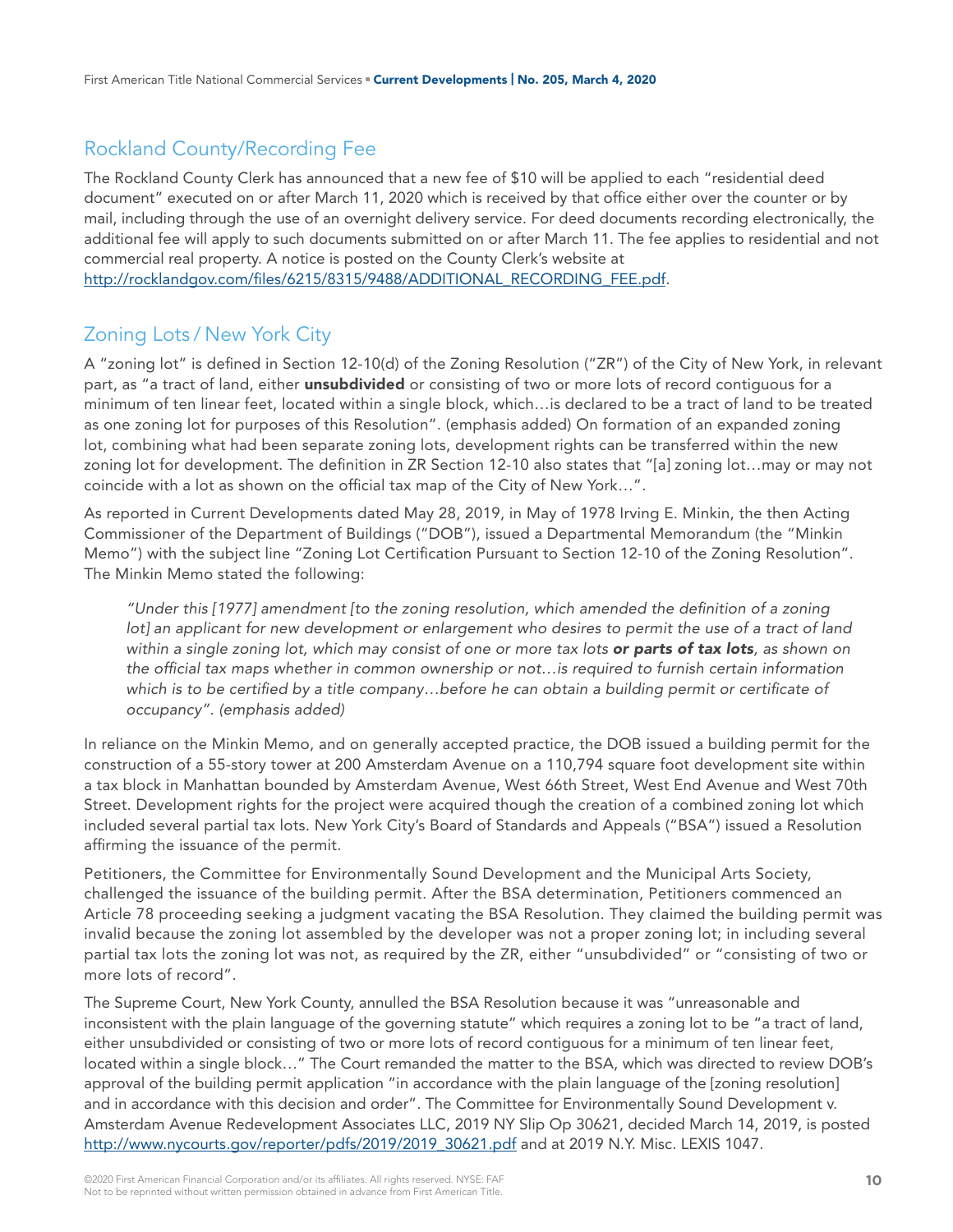## Rockland County/Recording Fee

The Rockland County Clerk has announced that a new fee of $10 will be applied to each "residential deed document" executed on or after March 11, 2020 which is received by that office either over the counter or by mail, including through the use of an overnight delivery service. For deed documents recording electronically, the additional fee will apply to such documents submitted on or after March 11. The fee applies to residential and not commercial real property. A notice is posted on the County Clerk's website at http://rocklandgov.com/files/6215/8315/9488/ADDITIONAL_RECORDING_FEE.pdf.

## Zoning Lots / New York City

A "zoning lot" is defined in Section 12-10(d) of the Zoning Resolution ("ZR") of the City of New York, in relevant part, as "a tract of land, either **unsubdivided** or consisting of two or more lots of record contiguous for a minimum of ten linear feet, located within a single block, which…is declared to be a tract of land to be treated as one zoning lot for purposes of this Resolution". (emphasis added) On formation of an expanded zoning lot, combining what had been separate zoning lots, development rights can be transferred within the new zoning lot for development. The definition in ZR Section 12-10 also states that "[a] zoning lot…may or may not coincide with a lot as shown on the official tax map of the City of New York…".

As reported in Current Developments dated May 28, 2019, in May of 1978 Irving E. Minkin, the then Acting Commissioner of the Department of Buildings ("DOB"), issued a Departmental Memorandum (the "Minkin Memo") with the subject line "Zoning Lot Certification Pursuant to Section 12-10 of the Zoning Resolution". The Minkin Memo stated the following:

> *"Under this [1977] amendment [to the zoning resolution, which amended the definition of a zoning lot] an applicant for new development or enlargement who desires to permit the use of a tract of land within a single zoning lot, which may consist of one or more tax lots* ***or parts of tax lots****, as shown on the official tax maps whether in common ownership or not…is required to furnish certain information which is to be certified by a title company…before he can obtain a building permit or certificate of occupancy". (emphasis added)*

In reliance on the Minkin Memo, and on generally accepted practice, the DOB issued a building permit for the construction of a 55-story tower at 200 Amsterdam Avenue on a 110,794 square foot development site within a tax block in Manhattan bounded by Amsterdam Avenue, West 66th Street, West End Avenue and West 70th Street. Development rights for the project were acquired though the creation of a combined zoning lot which included several partial tax lots. New York City's Board of Standards and Appeals ("BSA") issued a Resolution affirming the issuance of the permit.

Petitioners, the Committee for Environmentally Sound Development and the Municipal Arts Society, challenged the issuance of the building permit. After the BSA determination, Petitioners commenced an Article 78 proceeding seeking a judgment vacating the BSA Resolution. They claimed the building permit was invalid because the zoning lot assembled by the developer was not a proper zoning lot; in including several partial tax lots the zoning lot was not, as required by the ZR, either "unsubdivided" or "consisting of two or more lots of record".

The Supreme Court, New York County, annulled the BSA Resolution because it was "unreasonable and inconsistent with the plain language of the governing statute" which requires a zoning lot to be "a tract of land, either unsubdivided or consisting of two or more lots of record contiguous for a minimum of ten linear feet, located within a single block…" The Court remanded the matter to the BSA, which was directed to review DOB's approval of the building permit application "in accordance with the plain language of the [zoning resolution] and in accordance with this decision and order". The Committee for Environmentally Sound Development v. Amsterdam Avenue Redevelopment Associates LLC, 2019 NY Slip Op 30621, decided March 14, 2019, is posted http://www.nycourts.gov/reporter/pdfs/2019/2019_30621.pdf and at 2019 N.Y. Misc. LEXIS 1047.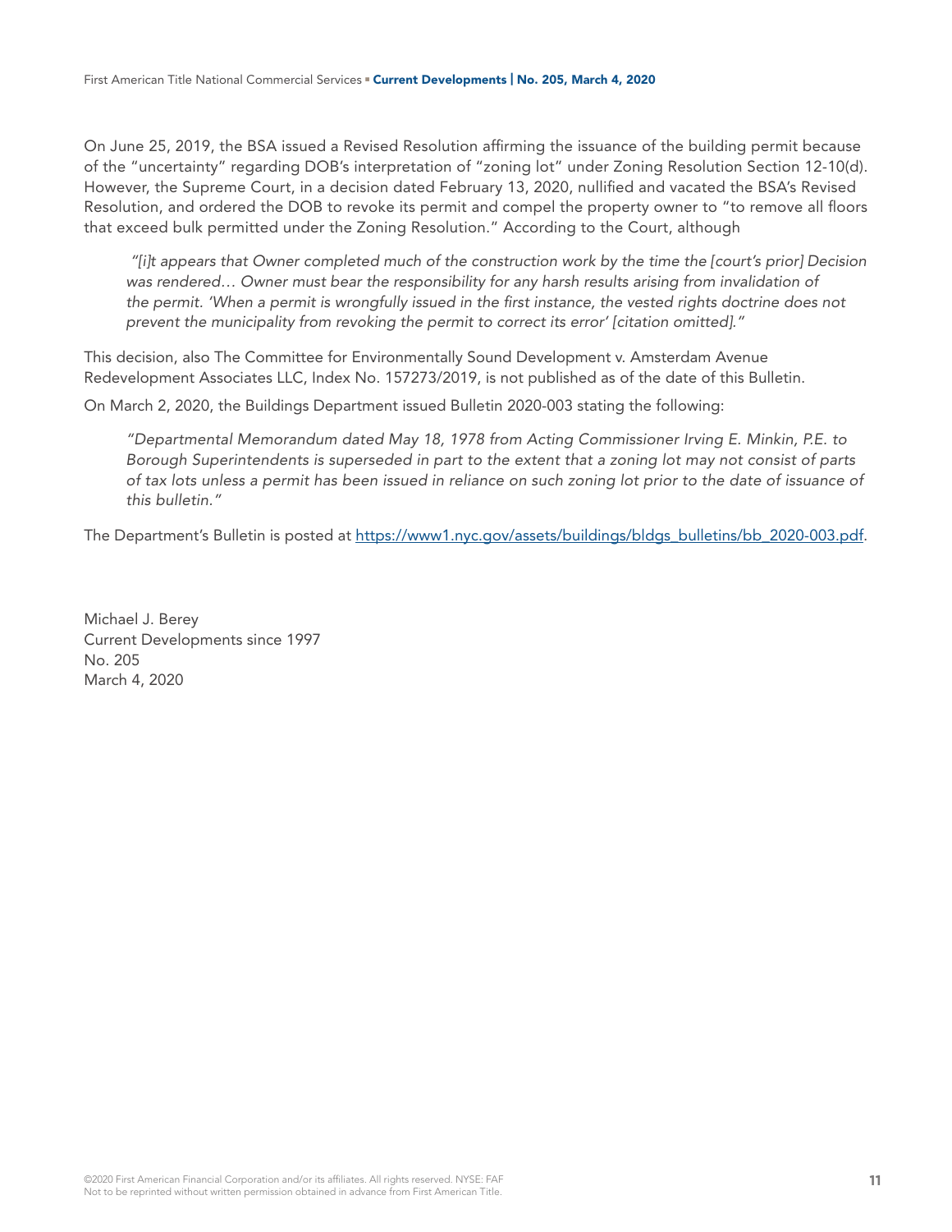On June 25, 2019, the BSA issued a Revised Resolution affirming the issuance of the building permit because of the "uncertainty" regarding DOB's interpretation of "zoning lot" under Zoning Resolution Section 12-10(d). However, the Supreme Court, in a decision dated February 13, 2020, nullified and vacated the BSA's Revised Resolution, and ordered the DOB to revoke its permit and compel the property owner to "to remove all floors that exceed bulk permitted under the Zoning Resolution." According to the Court, although

> *"[i]t appears that Owner completed much of the construction work by the time the [court's prior] Decision was rendered… Owner must bear the responsibility for any harsh results arising from invalidation of the permit. 'When a permit is wrongfully issued in the first instance, the vested rights doctrine does not prevent the municipality from revoking the permit to correct its error' [citation omitted]."*

This decision, also The Committee for Environmentally Sound Development v. Amsterdam Avenue Redevelopment Associates LLC, Index No. 157273/2019, is not published as of the date of this Bulletin.

On March 2, 2020, the Buildings Department issued Bulletin 2020-003 stating the following:

> *"Departmental Memorandum dated May 18, 1978 from Acting Commissioner Irving E. Minkin, P.E. to Borough Superintendents is superseded in part to the extent that a zoning lot may not consist of parts of tax lots unless a permit has been issued in reliance on such zoning lot prior to the date of issuance of this bulletin."*

The Department's Bulletin is posted at https://www1.nyc.gov/assets/buildings/bldgs_bulletins/bb_2020-003.pdf.

Michael J. Berey
Current Developments since 1997
No. 205
March 4, 2020

©2020 First American Financial Corporation and/or its affiliates. All rights reserved. NYSE: FAF
Not to be reprinted without written permission obtained in advance from First American Title.